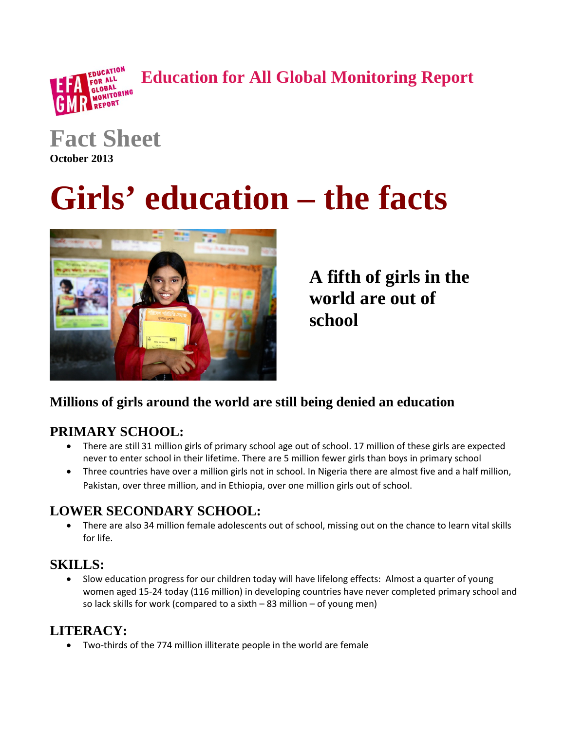**Education for All Global Monitoring Report**

# Fact Sheet

**October 2013**

# Girls' education – the facts

## A fifth of girls in the world are out of school

### Millions of girls around the world are still being denied an education

### PRIMARY SCHOOL:

- There are still 31 million girls of primary school age out of school. 17 million of these girls are expected never to enter school in their lifetime. There are 5 million fewer girls than boys in primary school
- Three countries have over a million girls not in school. In Nigeria there are almost five and a half million, Pakistan, over three million, and in Ethiopia, over one million girls out of school.

### LOWER SECONDARY SCHOOL:

- There are also 34 million female adolescents out of school, missing out on the chance to learn vital skills for life.

### SKILLS:

- Slow education progress for our children today will have lifelong effects: Almost a quarter of young women aged 15-24 today (116 million) in developing countries have never completed primary school and so lack skills for work (compared to a sixth – 83 million – of young men)

### LITERACY:

- Two-thirds of the 774 million illiterate people in the world are female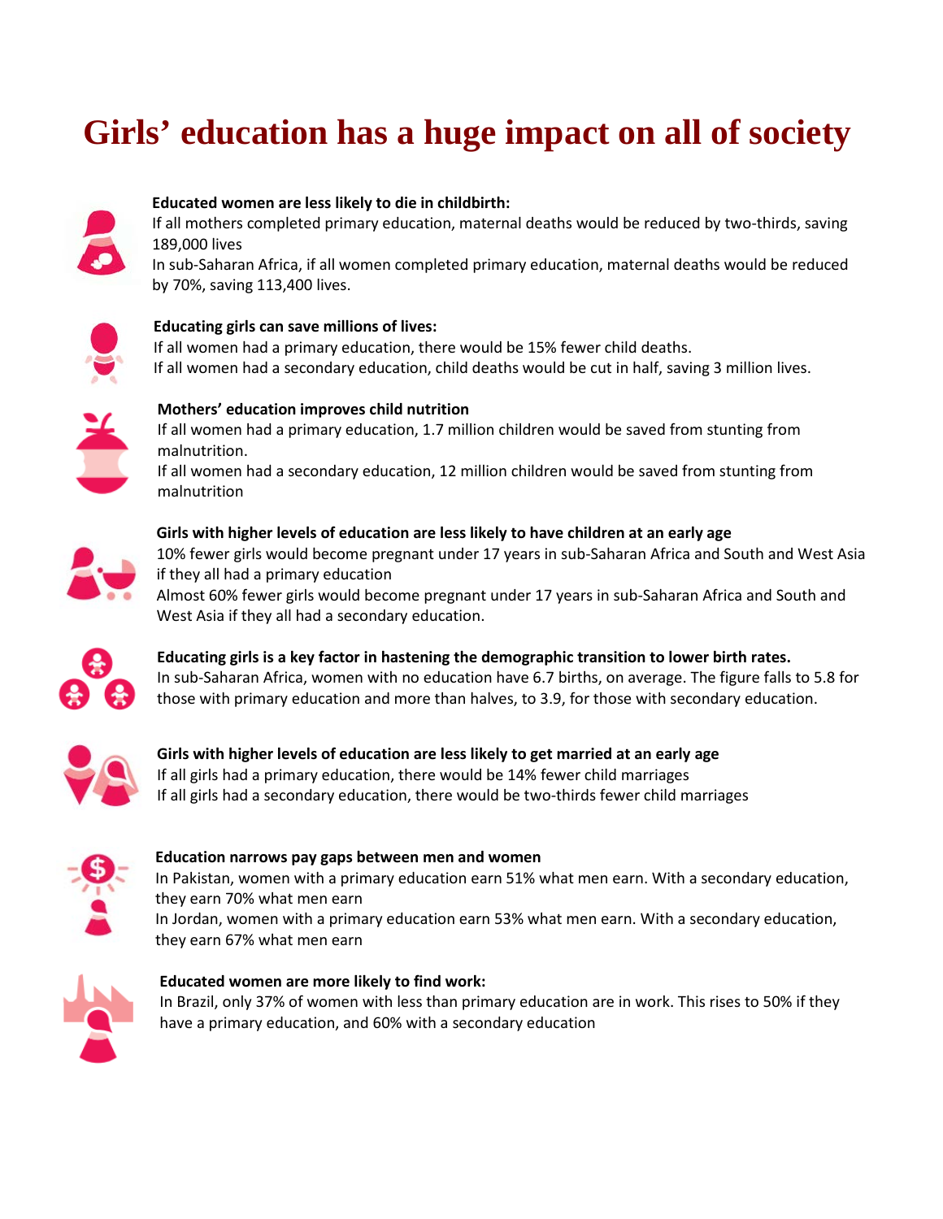# Girls' education has a huge impact on all of society

**Educated women are less likely to die in childbirth:**
If all mothers completed primary education, maternal deaths would be reduced by two-thirds, saving 189,000 lives
In sub-Saharan Africa, if all women completed primary education, maternal deaths would be reduced by 70%, saving 113,400 lives.

**Educating girls can save millions of lives:**
If all women had a primary education, there would be 15% fewer child deaths.
If all women had a secondary education, child deaths would be cut in half, saving 3 million lives.

**Mothers' education improves child nutrition**
If all women had a primary education, 1.7 million children would be saved from stunting from malnutrition.
If all women had a secondary education, 12 million children would be saved from stunting from malnutrition

**Girls with higher levels of education are less likely to have children at an early age**
10% fewer girls would become pregnant under 17 years in sub-Saharan Africa and South and West Asia if they all had a primary education
Almost 60% fewer girls would become pregnant under 17 years in sub-Saharan Africa and South and West Asia if they all had a secondary education.

**Educating girls is a key factor in hastening the demographic transition to lower birth rates.**
In sub-Saharan Africa, women with no education have 6.7 births, on average. The figure falls to 5.8 for those with primary education and more than halves, to 3.9, for those with secondary education.

**Girls with higher levels of education are less likely to get married at an early age**
If all girls had a primary education, there would be 14% fewer child marriages
If all girls had a secondary education, there would be two-thirds fewer child marriages

**Education narrows pay gaps between men and women**
In Pakistan, women with a primary education earn 51% what men earn. With a secondary education, they earn 70% what men earn
In Jordan, women with a primary education earn 53% what men earn. With a secondary education, they earn 67% what men earn

**Educated women are more likely to find work:**
In Brazil, only 37% of women with less than primary education are in work. This rises to 50% if they have a primary education, and 60% with a secondary education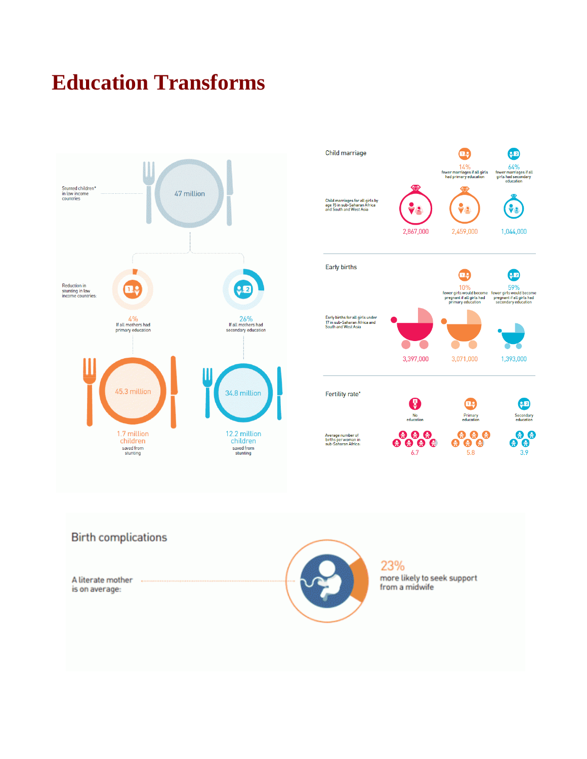# Education Transforms

Stunted children* in low income countries

47 million

Reduction in stunting in low income countries:

4%
If all mothers had primary education

26%
If all mothers had secondary education

45.3 million

34.8 million

1.7 million children saved from stunting

12.2 million children saved from stunting

## Child marriage

14% fewer marriages if all girls had primary education

64% fewer marriages if all girls had secondary education

Child marriages for all girls by age 15 in sub-Saharan Africa and South and West Asia

2,867,000 | 2,459,000 | 1,044,000

## Early births

10% fewer girls would become pregnant if all girls had primary education

59% fewer girls would become pregnant if all girls had secondary education

Early births for all girls under 17 in sub-Saharan Africa and South and West Asia

3,397,000 | 3,071,000 | 1,393,000

## Fertility rate*

Average number of births per woman in sub-Saharan Africa:

| No education | Primary education | Secondary education |
|---|---|---|
| 6.7 | 5.8 | 3.9 |

## Birth complications

A literate mother is on average:

23% more likely to seek support from a midwife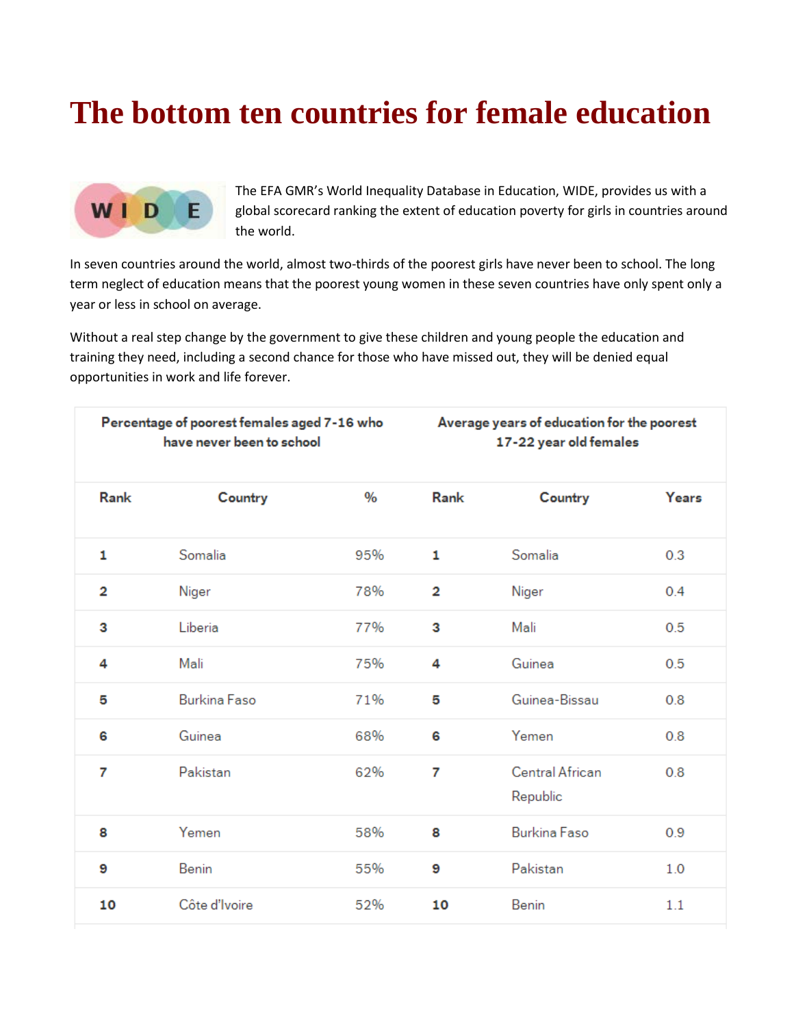# The bottom ten countries for female education

The EFA GMR's World Inequality Database in Education, WIDE, provides us with a global scorecard ranking the extent of education poverty for girls in countries around the world.

In seven countries around the world, almost two-thirds of the poorest girls have never been to school. The long term neglect of education means that the poorest young women in these seven countries have only spent only a year or less in school on average.

Without a real step change by the government to give these children and young people the education and training they need, including a second chance for those who have missed out, they will be denied equal opportunities in work and life forever.

| Percentage of poorest females aged 7-16 who have never been to school | | | Average years of education for the poorest 17-22 year old females | | |
|---|---|---|---|---|---|
| **Rank** | **Country** | **%** | **Rank** | **Country** | **Years** |
| **1** | Somalia | 95% | **1** | Somalia | 0.3 |
| **2** | Niger | 78% | **2** | Niger | 0.4 |
| **3** | Liberia | 77% | **3** | Mali | 0.5 |
| **4** | Mali | 75% | **4** | Guinea | 0.5 |
| **5** | Burkina Faso | 71% | **5** | Guinea-Bissau | 0.8 |
| **6** | Guinea | 68% | **6** | Yemen | 0.8 |
| **7** | Pakistan | 62% | **7** | Central African Republic | 0.8 |
| **8** | Yemen | 58% | **8** | Burkina Faso | 0.9 |
| **9** | Benin | 55% | **9** | Pakistan | 1.0 |
| **10** | Côte d'Ivoire | 52% | **10** | Benin | 1.1 |